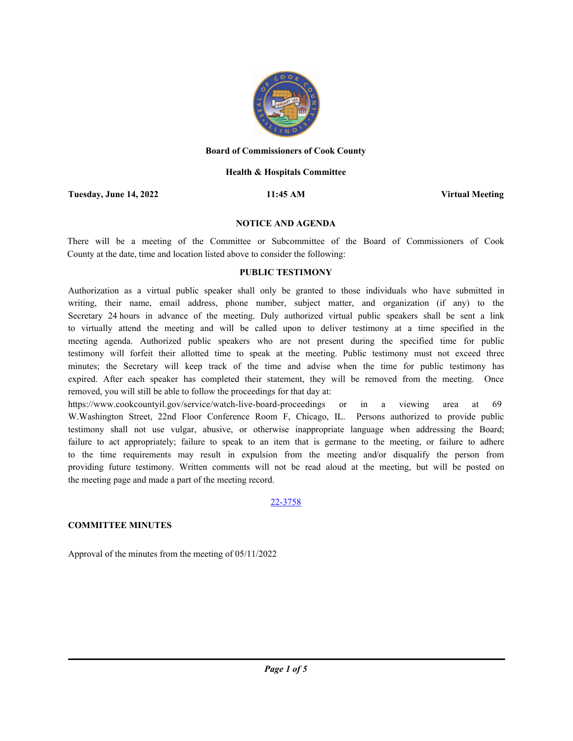**Board of Commissioners of Cook County**

**Health & Hospitals Committee**

**Tuesday, June 14, 2022** | **11:45 AM** | **Virtual Meeting**

**NOTICE AND AGENDA**

There will be a meeting of the Committee or Subcommittee of the Board of Commissioners of Cook County at the date, time and location listed above to consider the following:

**PUBLIC TESTIMONY**

Authorization as a virtual public speaker shall only be granted to those individuals who have submitted in writing, their name, email address, phone number, subject matter, and organization (if any) to the Secretary 24 hours in advance of the meeting. Duly authorized virtual public speakers shall be sent a link to virtually attend the meeting and will be called upon to deliver testimony at a time specified in the meeting agenda. Authorized public speakers who are not present during the specified time for public testimony will forfeit their allotted time to speak at the meeting. Public testimony must not exceed three minutes; the Secretary will keep track of the time and advise when the time for public testimony has expired. After each speaker has completed their statement, they will be removed from the meeting. Once removed, you will still be able to follow the proceedings for that day at: https://www.cookcountyil.gov/service/watch-live-board-proceedings or in a viewing area at 69 W.Washington Street, 22nd Floor Conference Room F, Chicago, IL. Persons authorized to provide public testimony shall not use vulgar, abusive, or otherwise inappropriate language when addressing the Board; failure to act appropriately; failure to speak to an item that is germane to the meeting, or failure to adhere to the time requirements may result in expulsion from the meeting and/or disqualify the person from providing future testimony. Written comments will not be read aloud at the meeting, but will be posted on the meeting page and made a part of the meeting record.

22-3758

**COMMITTEE MINUTES**

Approval of the minutes from the meeting of 05/11/2022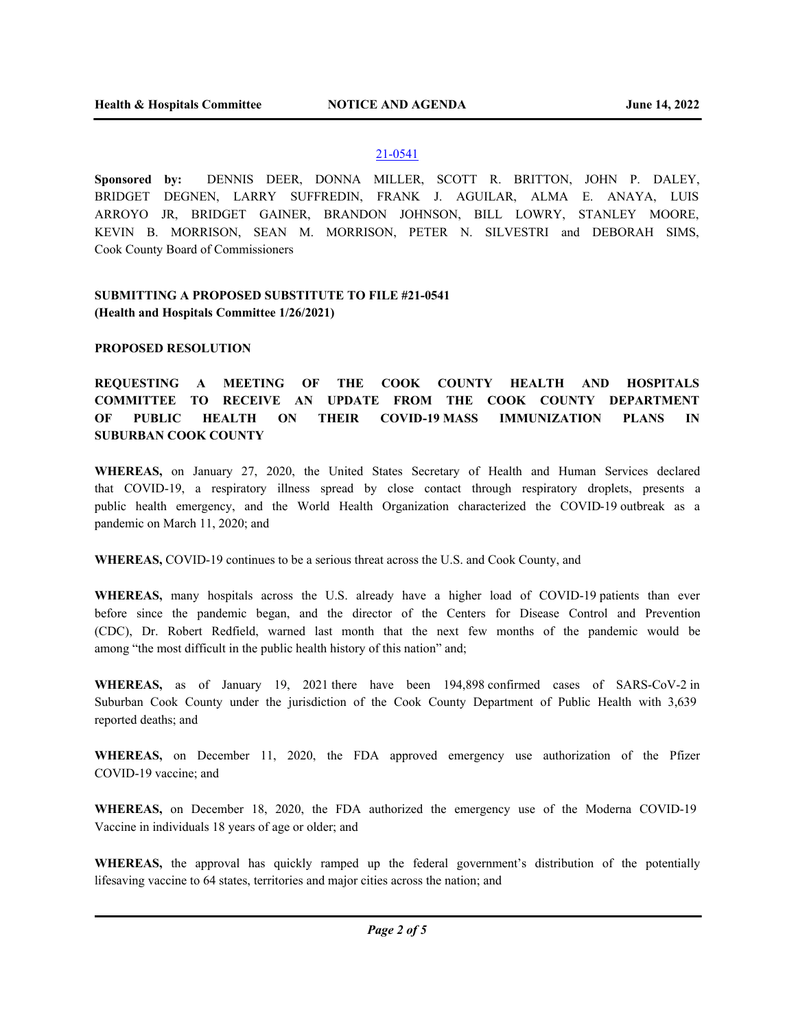21-0541

**Sponsored by:** DENNIS DEER, DONNA MILLER, SCOTT R. BRITTON, JOHN P. DALEY, BRIDGET DEGNEN, LARRY SUFFREDIN, FRANK J. AGUILAR, ALMA E. ANAYA, LUIS ARROYO JR, BRIDGET GAINER, BRANDON JOHNSON, BILL LOWRY, STANLEY MOORE, KEVIN B. MORRISON, SEAN M. MORRISON, PETER N. SILVESTRI and DEBORAH SIMS, Cook County Board of Commissioners

**SUBMITTING A PROPOSED SUBSTITUTE TO FILE #21-0541**
**(Health and Hospitals Committee 1/26/2021)**

**PROPOSED RESOLUTION**

**REQUESTING A MEETING OF THE COOK COUNTY HEALTH AND HOSPITALS COMMITTEE TO RECEIVE AN UPDATE FROM THE COOK COUNTY DEPARTMENT OF PUBLIC HEALTH ON THEIR COVID-19 MASS IMMUNIZATION PLANS IN SUBURBAN COOK COUNTY**

**WHEREAS,** on January 27, 2020, the United States Secretary of Health and Human Services declared that COVID-19, a respiratory illness spread by close contact through respiratory droplets, presents a public health emergency, and the World Health Organization characterized the COVID-19 outbreak as a pandemic on March 11, 2020; and

**WHEREAS,** COVID-19 continues to be a serious threat across the U.S. and Cook County, and

**WHEREAS,** many hospitals across the U.S. already have a higher load of COVID-19 patients than ever before since the pandemic began, and the director of the Centers for Disease Control and Prevention (CDC), Dr. Robert Redfield, warned last month that the next few months of the pandemic would be among "the most difficult in the public health history of this nation" and;

**WHEREAS,** as of January 19, 2021 there have been 194,898 confirmed cases of SARS-CoV-2 in Suburban Cook County under the jurisdiction of the Cook County Department of Public Health with 3,639 reported deaths; and

**WHEREAS,** on December 11, 2020, the FDA approved emergency use authorization of the Pfizer COVID-19 vaccine; and

**WHEREAS,** on December 18, 2020, the FDA authorized the emergency use of the Moderna COVID-19 Vaccine in individuals 18 years of age or older; and

**WHEREAS,** the approval has quickly ramped up the federal government's distribution of the potentially lifesaving vaccine to 64 states, territories and major cities across the nation; and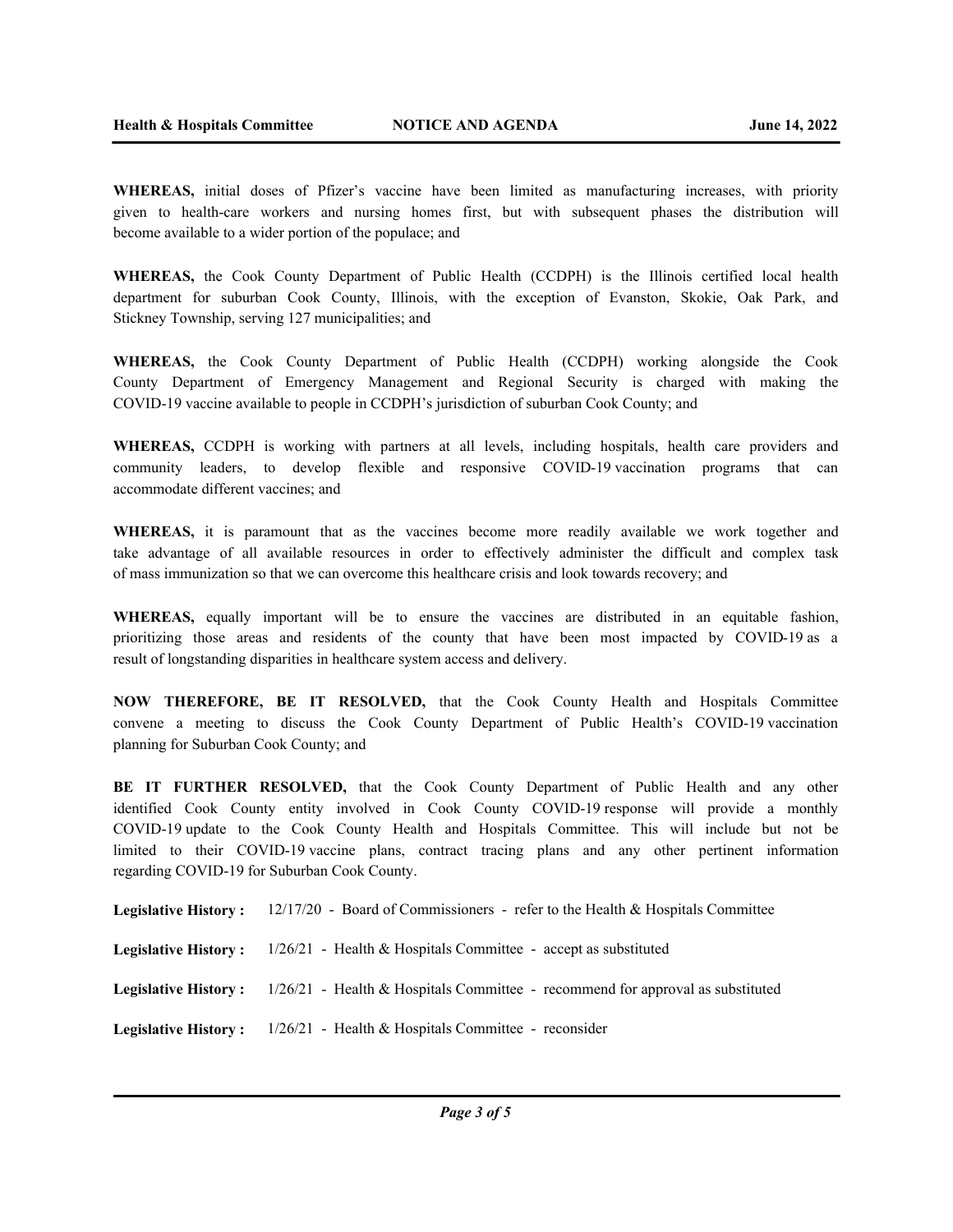**WHEREAS,** initial doses of Pfizer's vaccine have been limited as manufacturing increases, with priority given to health-care workers and nursing homes first, but with subsequent phases the distribution will become available to a wider portion of the populace; and

**WHEREAS,** the Cook County Department of Public Health (CCDPH) is the Illinois certified local health department for suburban Cook County, Illinois, with the exception of Evanston, Skokie, Oak Park, and Stickney Township, serving 127 municipalities; and

**WHEREAS,** the Cook County Department of Public Health (CCDPH) working alongside the Cook County Department of Emergency Management and Regional Security is charged with making the COVID-19 vaccine available to people in CCDPH's jurisdiction of suburban Cook County; and

**WHEREAS,** CCDPH is working with partners at all levels, including hospitals, health care providers and community leaders, to develop flexible and responsive COVID-19 vaccination programs that can accommodate different vaccines; and

**WHEREAS,** it is paramount that as the vaccines become more readily available we work together and take advantage of all available resources in order to effectively administer the difficult and complex task of mass immunization so that we can overcome this healthcare crisis and look towards recovery; and

**WHEREAS,** equally important will be to ensure the vaccines are distributed in an equitable fashion, prioritizing those areas and residents of the county that have been most impacted by COVID-19 as a result of longstanding disparities in healthcare system access and delivery.

**NOW THEREFORE, BE IT RESOLVED,** that the Cook County Health and Hospitals Committee convene a meeting to discuss the Cook County Department of Public Health's COVID-19 vaccination planning for Suburban Cook County; and

**BE IT FURTHER RESOLVED,** that the Cook County Department of Public Health and any other identified Cook County entity involved in Cook County COVID-19 response will provide a monthly COVID-19 update to the Cook County Health and Hospitals Committee. This will include but not be limited to their COVID-19 vaccine plans, contract tracing plans and any other pertinent information regarding COVID-19 for Suburban Cook County.

**Legislative History :** 12/17/20 - Board of Commissioners - refer to the Health & Hospitals Committee

**Legislative History :** 1/26/21 - Health & Hospitals Committee - accept as substituted

**Legislative History :** 1/26/21 - Health & Hospitals Committee - recommend for approval as substituted

**Legislative History :** 1/26/21 - Health & Hospitals Committee - reconsider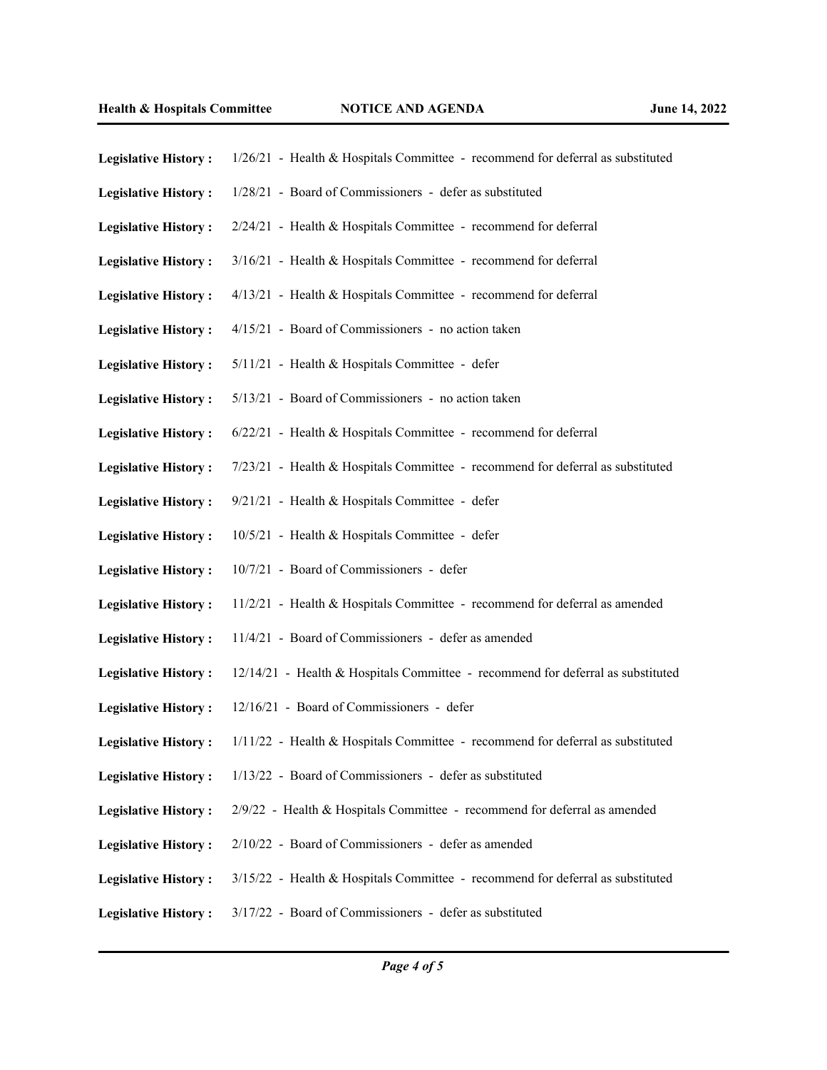**Legislative History :** 1/26/21 - Health & Hospitals Committee - recommend for deferral as substituted

**Legislative History :** 1/28/21 - Board of Commissioners - defer as substituted

**Legislative History :** 2/24/21 - Health & Hospitals Committee - recommend for deferral

**Legislative History :** 3/16/21 - Health & Hospitals Committee - recommend for deferral

**Legislative History :** 4/13/21 - Health & Hospitals Committee - recommend for deferral

**Legislative History :** 4/15/21 - Board of Commissioners - no action taken

**Legislative History :** 5/11/21 - Health & Hospitals Committee - defer

**Legislative History :** 5/13/21 - Board of Commissioners - no action taken

**Legislative History :** 6/22/21 - Health & Hospitals Committee - recommend for deferral

**Legislative History :** 7/23/21 - Health & Hospitals Committee - recommend for deferral as substituted

**Legislative History :** 9/21/21 - Health & Hospitals Committee - defer

**Legislative History :** 10/5/21 - Health & Hospitals Committee - defer

**Legislative History :** 10/7/21 - Board of Commissioners - defer

**Legislative History :** 11/2/21 - Health & Hospitals Committee - recommend for deferral as amended

**Legislative History :** 11/4/21 - Board of Commissioners - defer as amended

**Legislative History :** 12/14/21 - Health & Hospitals Committee - recommend for deferral as substituted

**Legislative History :** 12/16/21 - Board of Commissioners - defer

**Legislative History :** 1/11/22 - Health & Hospitals Committee - recommend for deferral as substituted

**Legislative History :** 1/13/22 - Board of Commissioners - defer as substituted

**Legislative History :** 2/9/22 - Health & Hospitals Committee - recommend for deferral as amended

**Legislative History :** 2/10/22 - Board of Commissioners - defer as amended

**Legislative History :** 3/15/22 - Health & Hospitals Committee - recommend for deferral as substituted

**Legislative History :** 3/17/22 - Board of Commissioners - defer as substituted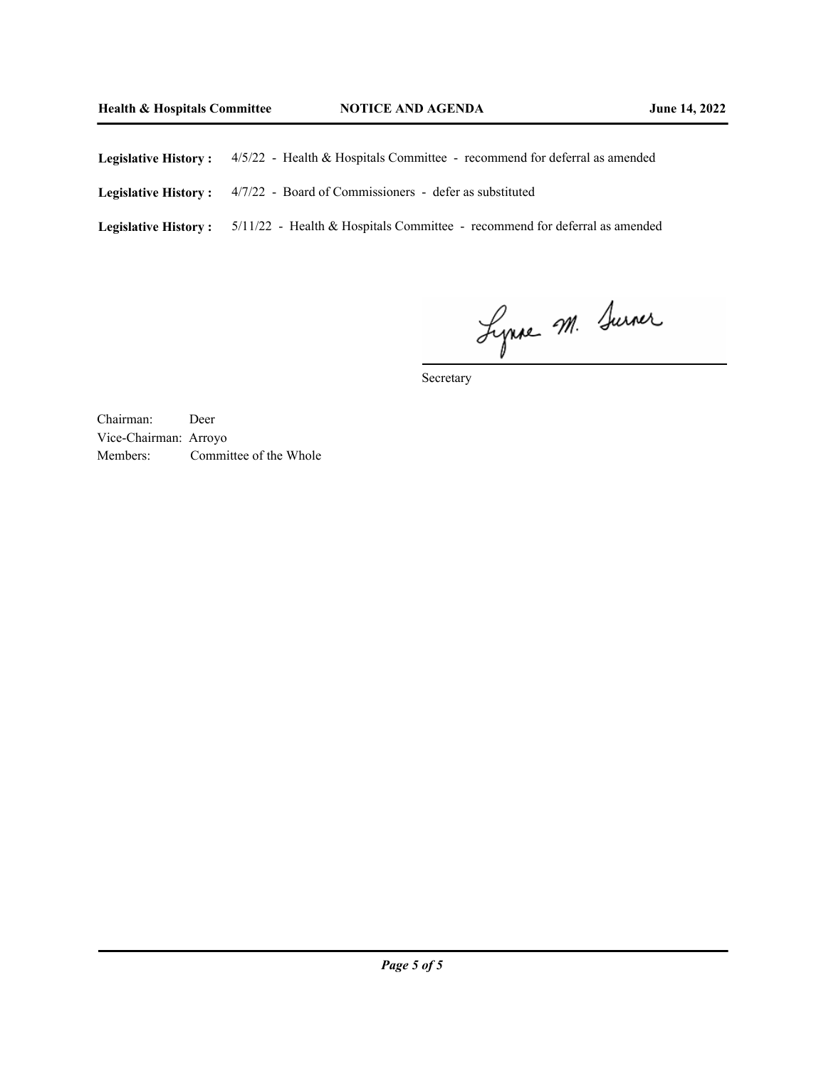**Legislative History :** 4/5/22 - Health & Hospitals Committee - recommend for deferral as amended

**Legislative History :** 4/7/22 - Board of Commissioners - defer as substituted

**Legislative History :** 5/11/22 - Health & Hospitals Committee - recommend for deferral as amended

Lynne M. Turner

Secretary

Chairman: Deer
Vice-Chairman: Arroyo
Members: Committee of the Whole